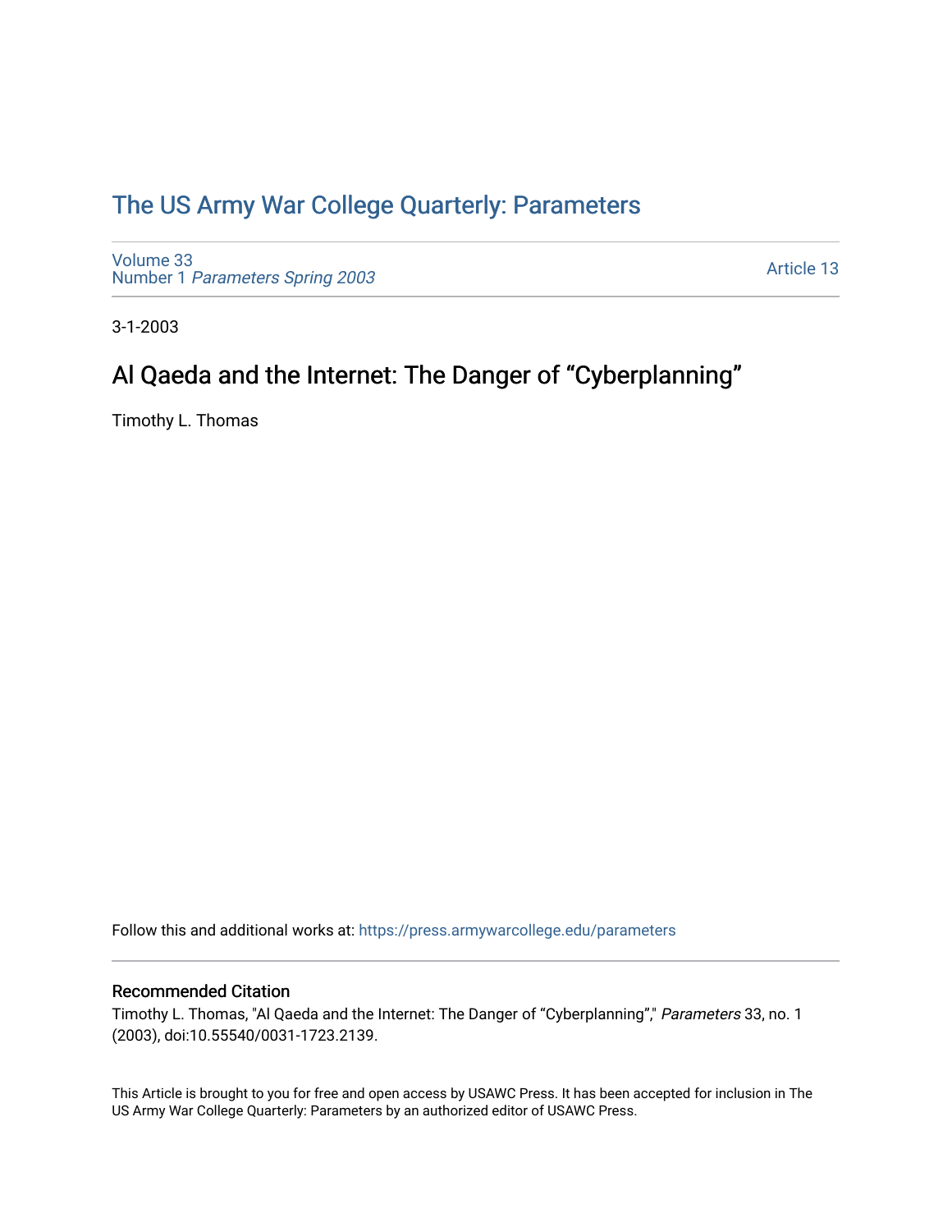# The US Army War College Quarterly: Parameters

Volume 33
Number 1 *Parameters Spring 2003*

Article 13

3-1-2003

## Al Qaeda and the Internet: The Danger of “Cyberplanning”

Timothy L. Thomas

Follow this and additional works at: https://press.armywarcollege.edu/parameters

### Recommended Citation

Timothy L. Thomas, "Al Qaeda and the Internet: The Danger of “Cyberplanning”," *Parameters* 33, no. 1 (2003), doi:10.55540/0031-1723.2139.

This Article is brought to you for free and open access by USAWC Press. It has been accepted for inclusion in The US Army War College Quarterly: Parameters by an authorized editor of USAWC Press.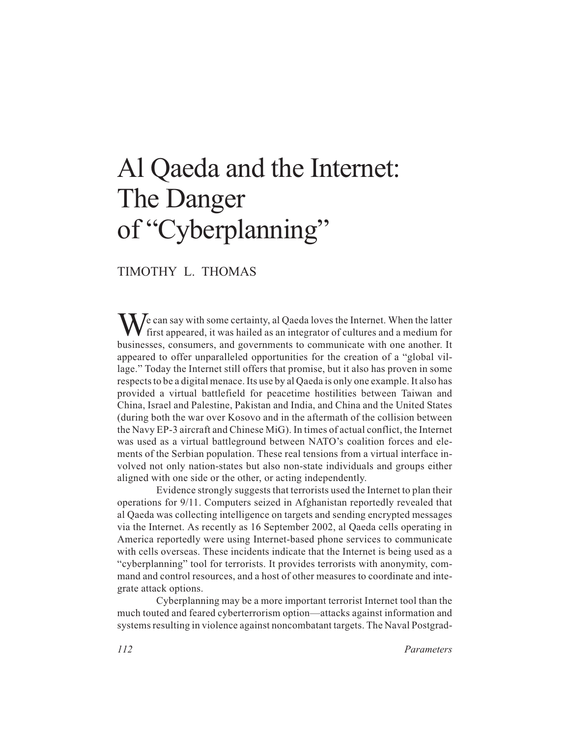# Al Qaeda and the Internet: The Danger of "Cyberplanning"

TIMOTHY L. THOMAS

We can say with some certainty, al Qaeda loves the Internet. When the latter first appeared, it was hailed as an integrator of cultures and a medium for businesses, consumers, and governments to communicate with one another. It appeared to offer unparalleled opportunities for the creation of a "global village." Today the Internet still offers that promise, but it also has proven in some respects to be a digital menace. Its use by al Qaeda is only one example. It also has provided a virtual battlefield for peacetime hostilities between Taiwan and China, Israel and Palestine, Pakistan and India, and China and the United States (during both the war over Kosovo and in the aftermath of the collision between the Navy EP-3 aircraft and Chinese MiG). In times of actual conflict, the Internet was used as a virtual battleground between NATO's coalition forces and elements of the Serbian population. These real tensions from a virtual interface involved not only nation-states but also non-state individuals and groups either aligned with one side or the other, or acting independently.

Evidence strongly suggests that terrorists used the Internet to plan their operations for 9/11. Computers seized in Afghanistan reportedly revealed that al Qaeda was collecting intelligence on targets and sending encrypted messages via the Internet. As recently as 16 September 2002, al Qaeda cells operating in America reportedly were using Internet-based phone services to communicate with cells overseas. These incidents indicate that the Internet is being used as a "cyberplanning" tool for terrorists. It provides terrorists with anonymity, command and control resources, and a host of other measures to coordinate and integrate attack options.

Cyberplanning may be a more important terrorist Internet tool than the much touted and feared cyberterrorism option—attacks against information and systems resulting in violence against noncombatant targets. The Naval Postgrad-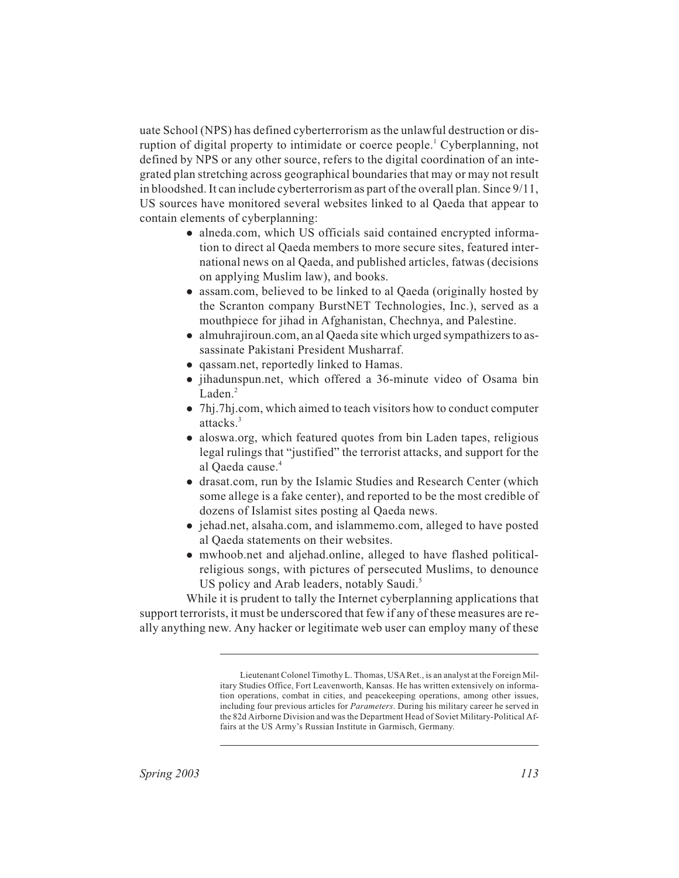uate School (NPS) has defined cyberterrorism as the unlawful destruction or disruption of digital property to intimidate or coerce people.[1] Cyberplanning, not defined by NPS or any other source, refers to the digital coordination of an integrated plan stretching across geographical boundaries that may or may not result in bloodshed. It can include cyberterrorism as part of the overall plan. Since 9/11, US sources have monitored several websites linked to al Qaeda that appear to contain elements of cyberplanning:

- alneda.com, which US officials said contained encrypted information to direct al Qaeda members to more secure sites, featured international news on al Qaeda, and published articles, fatwas (decisions on applying Muslim law), and books.
- assam.com, believed to be linked to al Qaeda (originally hosted by the Scranton company BurstNET Technologies, Inc.), served as a mouthpiece for jihad in Afghanistan, Chechnya, and Palestine.
- almuhrajiroun.com, an al Qaeda site which urged sympathizers to assassinate Pakistani President Musharraf.
- qassam.net, reportedly linked to Hamas.
- jihadunspun.net, which offered a 36-minute video of Osama bin Laden.[2]
- 7hj.7hj.com, which aimed to teach visitors how to conduct computer attacks.[3]
- aloswa.org, which featured quotes from bin Laden tapes, religious legal rulings that "justified" the terrorist attacks, and support for the al Qaeda cause.[4]
- drasat.com, run by the Islamic Studies and Research Center (which some allege is a fake center), and reported to be the most credible of dozens of Islamist sites posting al Qaeda news.
- jehad.net, alsaha.com, and islammemo.com, alleged to have posted al Qaeda statements on their websites.
- mwhoob.net and aljehad.online, alleged to have flashed political-religious songs, with pictures of persecuted Muslims, to denounce US policy and Arab leaders, notably Saudi.[5]

While it is prudent to tally the Internet cyberplanning applications that support terrorists, it must be underscored that few if any of these measures are really anything new. Any hacker or legitimate web user can employ many of these

---

Lieutenant Colonel Timothy L. Thomas, USA Ret., is an analyst at the Foreign Military Studies Office, Fort Leavenworth, Kansas. He has written extensively on information operations, combat in cities, and peacekeeping operations, among other issues, including four previous articles for *Parameters*. During his military career he served in the 82d Airborne Division and was the Department Head of Soviet Military-Political Affairs at the US Army's Russian Institute in Garmisch, Germany.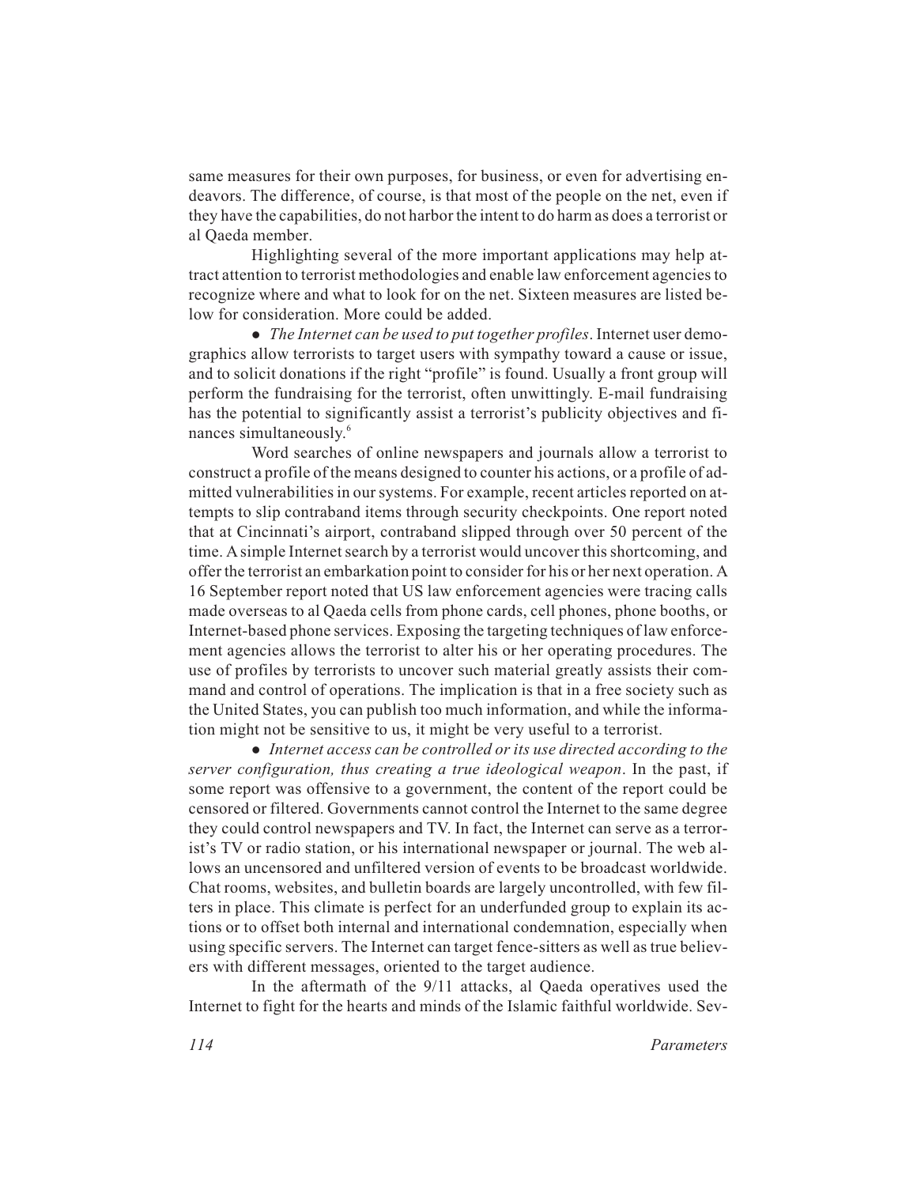same measures for their own purposes, for business, or even for advertising endeavors. The difference, of course, is that most of the people on the net, even if they have the capabilities, do not harbor the intent to do harm as does a terrorist or al Qaeda member.

Highlighting several of the more important applications may help attract attention to terrorist methodologies and enable law enforcement agencies to recognize where and what to look for on the net. Sixteen measures are listed below for consideration. More could be added.

- *The Internet can be used to put together profiles*. Internet user demographics allow terrorists to target users with sympathy toward a cause or issue, and to solicit donations if the right "profile" is found. Usually a front group will perform the fundraising for the terrorist, often unwittingly. E-mail fundraising has the potential to significantly assist a terrorist's publicity objectives and finances simultaneously.[6]

Word searches of online newspapers and journals allow a terrorist to construct a profile of the means designed to counter his actions, or a profile of admitted vulnerabilities in our systems. For example, recent articles reported on attempts to slip contraband items through security checkpoints. One report noted that at Cincinnati's airport, contraband slipped through over 50 percent of the time. A simple Internet search by a terrorist would uncover this shortcoming, and offer the terrorist an embarkation point to consider for his or her next operation. A 16 September report noted that US law enforcement agencies were tracing calls made overseas to al Qaeda cells from phone cards, cell phones, phone booths, or Internet-based phone services. Exposing the targeting techniques of law enforcement agencies allows the terrorist to alter his or her operating procedures. The use of profiles by terrorists to uncover such material greatly assists their command and control of operations. The implication is that in a free society such as the United States, you can publish too much information, and while the information might not be sensitive to us, it might be very useful to a terrorist.

- *Internet access can be controlled or its use directed according to the server configuration, thus creating a true ideological weapon*. In the past, if some report was offensive to a government, the content of the report could be censored or filtered. Governments cannot control the Internet to the same degree they could control newspapers and TV. In fact, the Internet can serve as a terrorist's TV or radio station, or his international newspaper or journal. The web allows an uncensored and unfiltered version of events to be broadcast worldwide. Chat rooms, websites, and bulletin boards are largely uncontrolled, with few filters in place. This climate is perfect for an underfunded group to explain its actions or to offset both internal and international condemnation, especially when using specific servers. The Internet can target fence-sitters as well as true believers with different messages, oriented to the target audience.

In the aftermath of the 9/11 attacks, al Qaeda operatives used the Internet to fight for the hearts and minds of the Islamic faithful worldwide. Sev-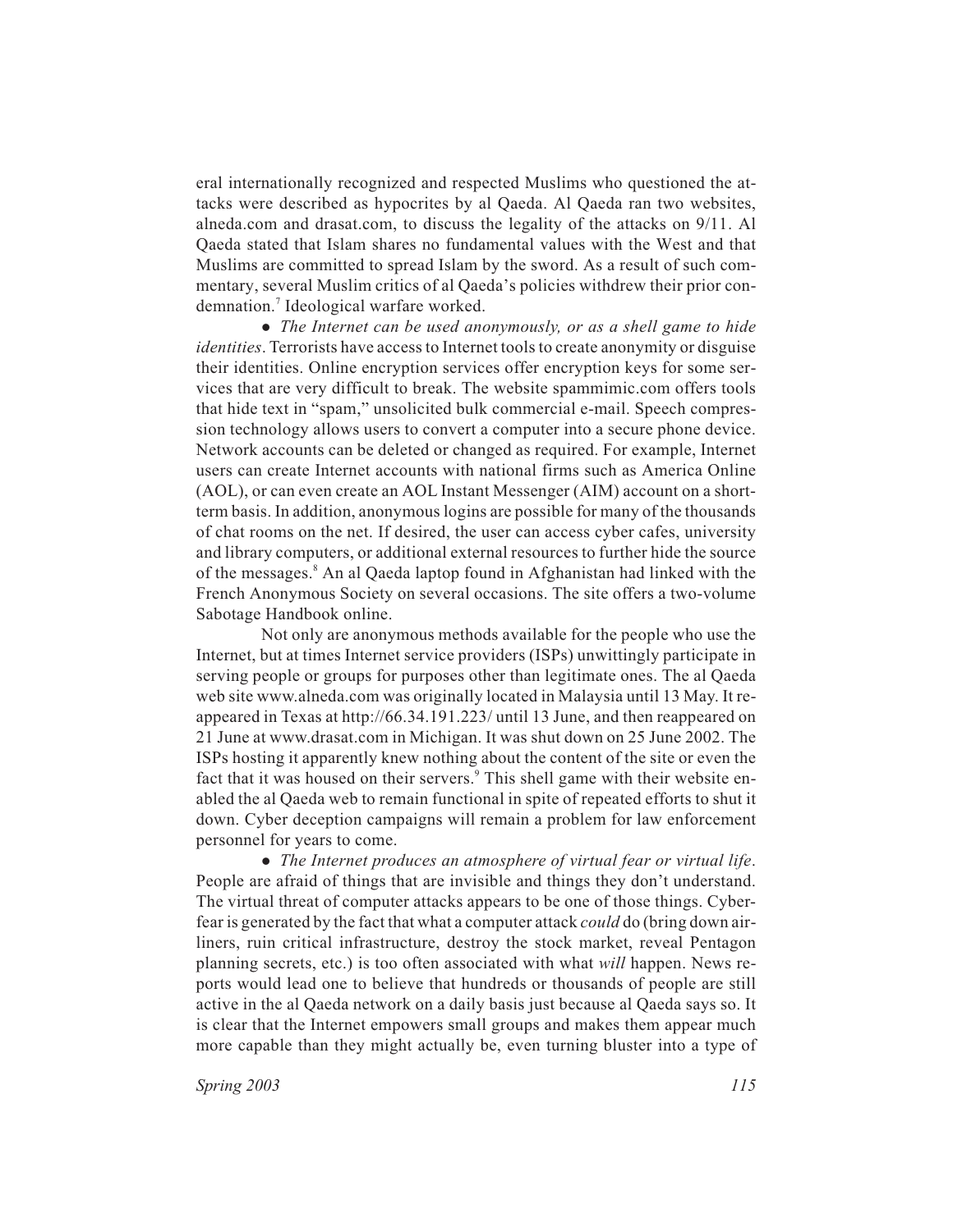eral internationally recognized and respected Muslims who questioned the attacks were described as hypocrites by al Qaeda. Al Qaeda ran two websites, alneda.com and drasat.com, to discuss the legality of the attacks on 9/11. Al Qaeda stated that Islam shares no fundamental values with the West and that Muslims are committed to spread Islam by the sword. As a result of such commentary, several Muslim critics of al Qaeda's policies withdrew their prior condemnation.[7] Ideological warfare worked.

- *The Internet can be used anonymously, or as a shell game to hide identities*. Terrorists have access to Internet tools to create anonymity or disguise their identities. Online encryption services offer encryption keys for some services that are very difficult to break. The website spammimic.com offers tools that hide text in "spam," unsolicited bulk commercial e-mail. Speech compression technology allows users to convert a computer into a secure phone device. Network accounts can be deleted or changed as required. For example, Internet users can create Internet accounts with national firms such as America Online (AOL), or can even create an AOL Instant Messenger (AIM) account on a short-term basis. In addition, anonymous logins are possible for many of the thousands of chat rooms on the net. If desired, the user can access cyber cafes, university and library computers, or additional external resources to further hide the source of the messages.[8] An al Qaeda laptop found in Afghanistan had linked with the French Anonymous Society on several occasions. The site offers a two-volume Sabotage Handbook online.

Not only are anonymous methods available for the people who use the Internet, but at times Internet service providers (ISPs) unwittingly participate in serving people or groups for purposes other than legitimate ones. The al Qaeda web site www.alneda.com was originally located in Malaysia until 13 May. It reappeared in Texas at http://66.34.191.223/ until 13 June, and then reappeared on 21 June at www.drasat.com in Michigan. It was shut down on 25 June 2002. The ISPs hosting it apparently knew nothing about the content of the site or even the fact that it was housed on their servers.[9] This shell game with their website enabled the al Qaeda web to remain functional in spite of repeated efforts to shut it down. Cyber deception campaigns will remain a problem for law enforcement personnel for years to come.

- *The Internet produces an atmosphere of virtual fear or virtual life*. People are afraid of things that are invisible and things they don't understand. The virtual threat of computer attacks appears to be one of those things. Cyberfear is generated by the fact that what a computer attack *could* do (bring down airliners, ruin critical infrastructure, destroy the stock market, reveal Pentagon planning secrets, etc.) is too often associated with what *will* happen. News reports would lead one to believe that hundreds or thousands of people are still active in the al Qaeda network on a daily basis just because al Qaeda says so. It is clear that the Internet empowers small groups and makes them appear much more capable than they might actually be, even turning bluster into a type of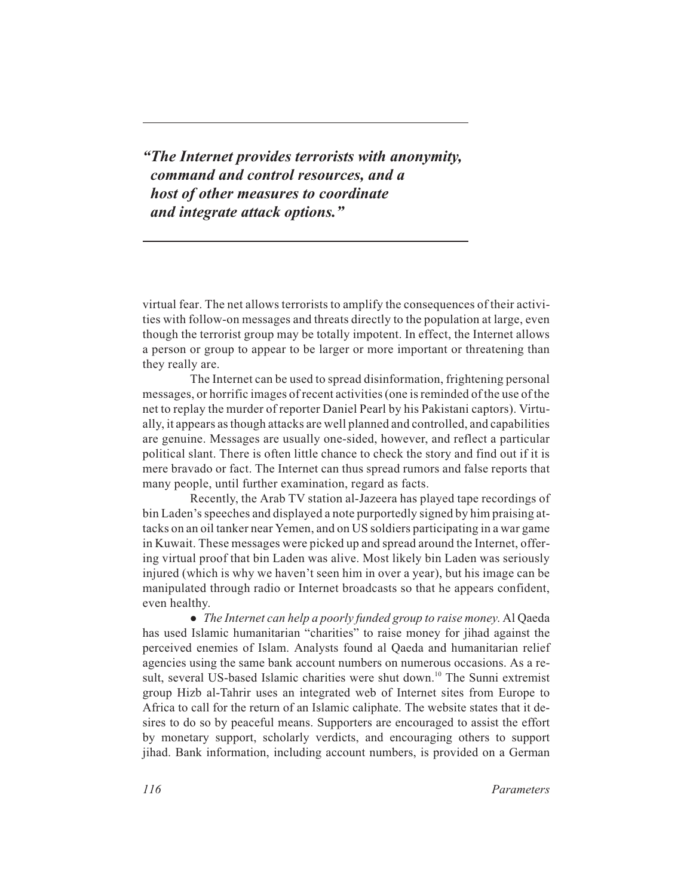> ***"The Internet provides terrorists with anonymity, command and control resources, and a host of other measures to coordinate and integrate attack options."***

virtual fear. The net allows terrorists to amplify the consequences of their activities with follow-on messages and threats directly to the population at large, even though the terrorist group may be totally impotent. In effect, the Internet allows a person or group to appear to be larger or more important or threatening than they really are.

The Internet can be used to spread disinformation, frightening personal messages, or horrific images of recent activities (one is reminded of the use of the net to replay the murder of reporter Daniel Pearl by his Pakistani captors). Virtually, it appears as though attacks are well planned and controlled, and capabilities are genuine. Messages are usually one-sided, however, and reflect a particular political slant. There is often little chance to check the story and find out if it is mere bravado or fact. The Internet can thus spread rumors and false reports that many people, until further examination, regard as facts.

Recently, the Arab TV station al-Jazeera has played tape recordings of bin Laden's speeches and displayed a note purportedly signed by him praising attacks on an oil tanker near Yemen, and on US soldiers participating in a war game in Kuwait. These messages were picked up and spread around the Internet, offering virtual proof that bin Laden was alive. Most likely bin Laden was seriously injured (which is why we haven't seen him in over a year), but his image can be manipulated through radio or Internet broadcasts so that he appears confident, even healthy.

- *The Internet can help a poorly funded group to raise money.* Al Qaeda has used Islamic humanitarian "charities" to raise money for jihad against the perceived enemies of Islam. Analysts found al Qaeda and humanitarian relief agencies using the same bank account numbers on numerous occasions. As a result, several US-based Islamic charities were shut down.[10] The Sunni extremist group Hizb al-Tahrir uses an integrated web of Internet sites from Europe to Africa to call for the return of an Islamic caliphate. The website states that it desires to do so by peaceful means. Supporters are encouraged to assist the effort by monetary support, scholarly verdicts, and encouraging others to support jihad. Bank information, including account numbers, is provided on a German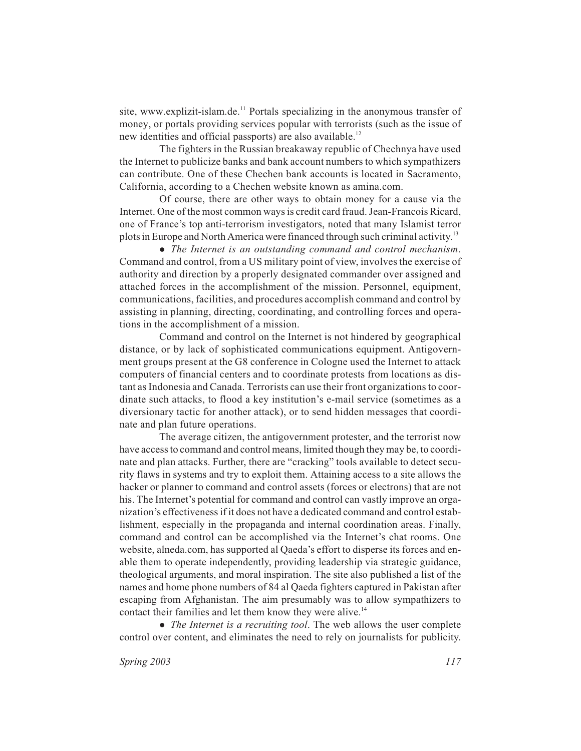site, www.explizit-islam.de.[11] Portals specializing in the anonymous transfer of money, or portals providing services popular with terrorists (such as the issue of new identities and official passports) are also available.[12]

The fighters in the Russian breakaway republic of Chechnya have used the Internet to publicize banks and bank account numbers to which sympathizers can contribute. One of these Chechen bank accounts is located in Sacramento, California, according to a Chechen website known as amina.com.

Of course, there are other ways to obtain money for a cause via the Internet. One of the most common ways is credit card fraud. Jean-Francois Ricard, one of France's top anti-terrorism investigators, noted that many Islamist terror plots in Europe and North America were financed through such criminal activity.[13]

- *The Internet is an outstanding command and control mechanism*. Command and control, from a US military point of view, involves the exercise of authority and direction by a properly designated commander over assigned and attached forces in the accomplishment of the mission. Personnel, equipment, communications, facilities, and procedures accomplish command and control by assisting in planning, directing, coordinating, and controlling forces and operations in the accomplishment of a mission.

Command and control on the Internet is not hindered by geographical distance, or by lack of sophisticated communications equipment. Antigovernment groups present at the G8 conference in Cologne used the Internet to attack computers of financial centers and to coordinate protests from locations as distant as Indonesia and Canada. Terrorists can use their front organizations to coordinate such attacks, to flood a key institution's e-mail service (sometimes as a diversionary tactic for another attack), or to send hidden messages that coordinate and plan future operations.

The average citizen, the antigovernment protester, and the terrorist now have access to command and control means, limited though they may be, to coordinate and plan attacks. Further, there are "cracking" tools available to detect security flaws in systems and try to exploit them. Attaining access to a site allows the hacker or planner to command and control assets (forces or electrons) that are not his. The Internet's potential for command and control can vastly improve an organization's effectiveness if it does not have a dedicated command and control establishment, especially in the propaganda and internal coordination areas. Finally, command and control can be accomplished via the Internet's chat rooms. One website, alneda.com, has supported al Qaeda's effort to disperse its forces and enable them to operate independently, providing leadership via strategic guidance, theological arguments, and moral inspiration. The site also published a list of the names and home phone numbers of 84 al Qaeda fighters captured in Pakistan after escaping from Afghanistan. The aim presumably was to allow sympathizers to contact their families and let them know they were alive.[14]

- *The Internet is a recruiting tool*. The web allows the user complete control over content, and eliminates the need to rely on journalists for publicity.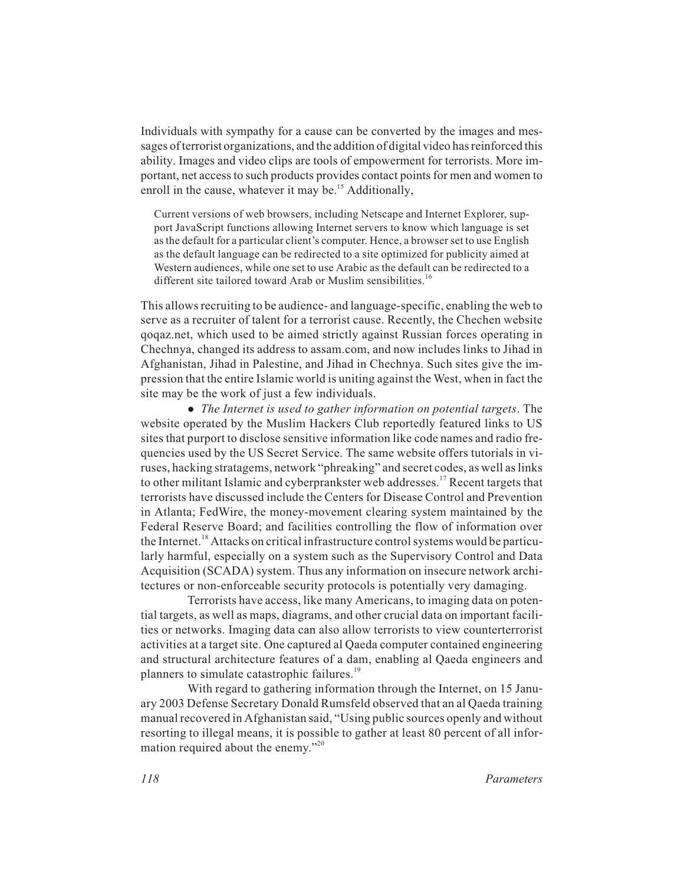Individuals with sympathy for a cause can be converted by the images and messages of terrorist organizations, and the addition of digital video has reinforced this ability. Images and video clips are tools of empowerment for terrorists. More important, net access to such products provides contact points for men and women to enroll in the cause, whatever it may be.[15] Additionally,

> Current versions of web browsers, including Netscape and Internet Explorer, support JavaScript functions allowing Internet servers to know which language is set as the default for a particular client's computer. Hence, a browser set to use English as the default language can be redirected to a site optimized for publicity aimed at Western audiences, while one set to use Arabic as the default can be redirected to a different site tailored toward Arab or Muslim sensibilities.[16]

This allows recruiting to be audience- and language-specific, enabling the web to serve as a recruiter of talent for a terrorist cause. Recently, the Chechen website qoqaz.net, which used to be aimed strictly against Russian forces operating in Chechnya, changed its address to assam.com, and now includes links to Jihad in Afghanistan, Jihad in Palestine, and Jihad in Chechnya. Such sites give the impression that the entire Islamic world is uniting against the West, when in fact the site may be the work of just a few individuals.

- *The Internet is used to gather information on potential targets*. The website operated by the Muslim Hackers Club reportedly featured links to US sites that purport to disclose sensitive information like code names and radio frequencies used by the US Secret Service. The same website offers tutorials in viruses, hacking stratagems, network "phreaking" and secret codes, as well as links to other militant Islamic and cyberprankster web addresses.[17] Recent targets that terrorists have discussed include the Centers for Disease Control and Prevention in Atlanta; FedWire, the money-movement clearing system maintained by the Federal Reserve Board; and facilities controlling the flow of information over the Internet.[18] Attacks on critical infrastructure control systems would be particularly harmful, especially on a system such as the Supervisory Control and Data Acquisition (SCADA) system. Thus any information on insecure network architectures or non-enforceable security protocols is potentially very damaging.

Terrorists have access, like many Americans, to imaging data on potential targets, as well as maps, diagrams, and other crucial data on important facilities or networks. Imaging data can also allow terrorists to view counterterrorist activities at a target site. One captured al Qaeda computer contained engineering and structural architecture features of a dam, enabling al Qaeda engineers and planners to simulate catastrophic failures.[19]

With regard to gathering information through the Internet, on 15 January 2003 Defense Secretary Donald Rumsfeld observed that an al Qaeda training manual recovered in Afghanistan said, "Using public sources openly and without resorting to illegal means, it is possible to gather at least 80 percent of all information required about the enemy."[20]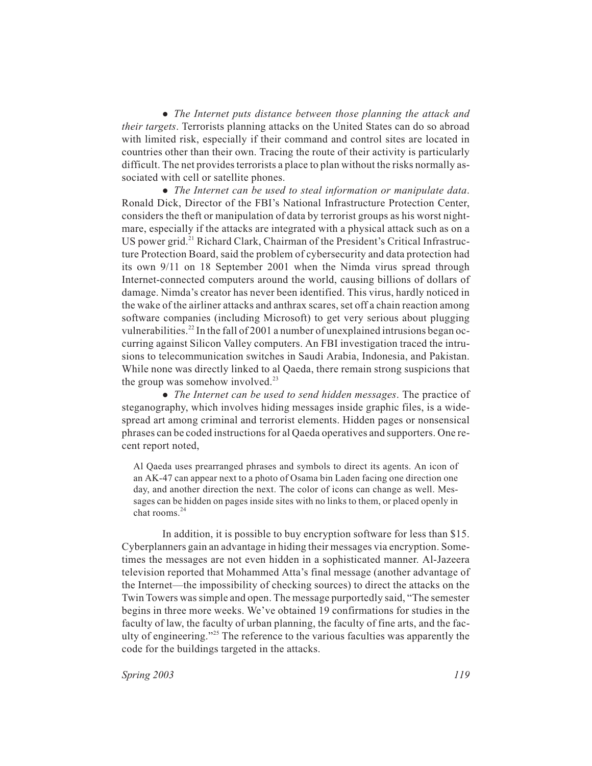• *The Internet puts distance between those planning the attack and their targets*. Terrorists planning attacks on the United States can do so abroad with limited risk, especially if their command and control sites are located in countries other than their own. Tracing the route of their activity is particularly difficult. The net provides terrorists a place to plan without the risks normally associated with cell or satellite phones.

• *The Internet can be used to steal information or manipulate data*. Ronald Dick, Director of the FBI's National Infrastructure Protection Center, considers the theft or manipulation of data by terrorist groups as his worst nightmare, especially if the attacks are integrated with a physical attack such as on a US power grid.[21] Richard Clark, Chairman of the President's Critical Infrastructure Protection Board, said the problem of cybersecurity and data protection had its own 9/11 on 18 September 2001 when the Nimda virus spread through Internet-connected computers around the world, causing billions of dollars of damage. Nimda's creator has never been identified. This virus, hardly noticed in the wake of the airliner attacks and anthrax scares, set off a chain reaction among software companies (including Microsoft) to get very serious about plugging vulnerabilities.[22] In the fall of 2001 a number of unexplained intrusions began occurring against Silicon Valley computers. An FBI investigation traced the intrusions to telecommunication switches in Saudi Arabia, Indonesia, and Pakistan. While none was directly linked to al Qaeda, there remain strong suspicions that the group was somehow involved.[23]

• *The Internet can be used to send hidden messages*. The practice of steganography, which involves hiding messages inside graphic files, is a widespread art among criminal and terrorist elements. Hidden pages or nonsensical phrases can be coded instructions for al Qaeda operatives and supporters. One recent report noted,

> Al Qaeda uses prearranged phrases and symbols to direct its agents. An icon of an AK-47 can appear next to a photo of Osama bin Laden facing one direction one day, and another direction the next. The color of icons can change as well. Messages can be hidden on pages inside sites with no links to them, or placed openly in chat rooms.[24]

In addition, it is possible to buy encryption software for less than $15. Cyberplanners gain an advantage in hiding their messages via encryption. Sometimes the messages are not even hidden in a sophisticated manner. Al-Jazeera television reported that Mohammed Atta's final message (another advantage of the Internet—the impossibility of checking sources) to direct the attacks on the Twin Towers was simple and open. The message purportedly said, "The semester begins in three more weeks. We've obtained 19 confirmations for studies in the faculty of law, the faculty of urban planning, the faculty of fine arts, and the faculty of engineering."[25] The reference to the various faculties was apparently the code for the buildings targeted in the attacks.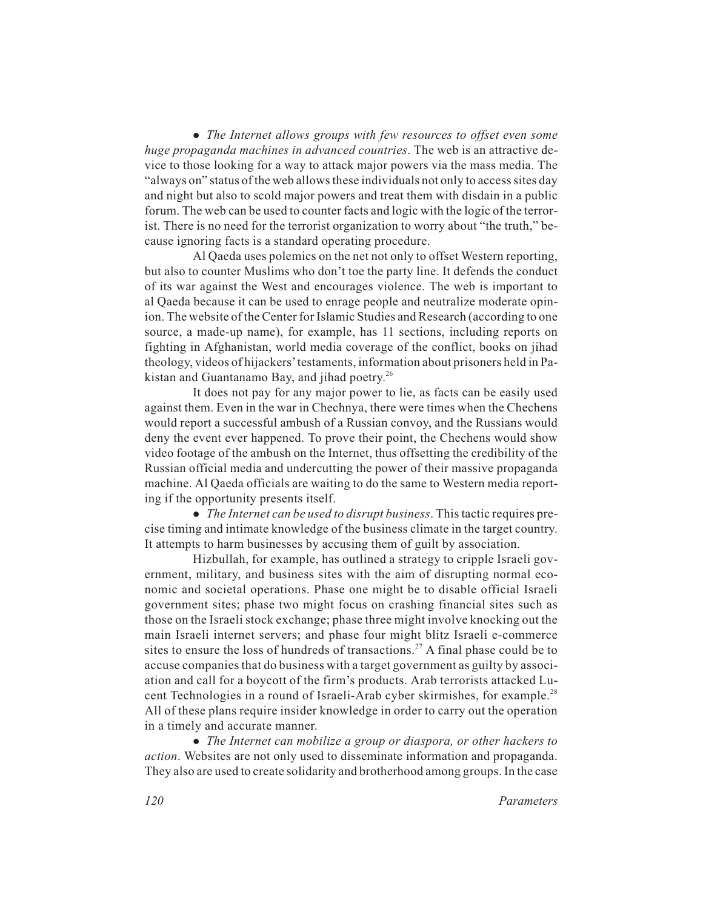● *The Internet allows groups with few resources to offset even some huge propaganda machines in advanced countries*. The web is an attractive device to those looking for a way to attack major powers via the mass media. The "always on" status of the web allows these individuals not only to access sites day and night but also to scold major powers and treat them with disdain in a public forum. The web can be used to counter facts and logic with the logic of the terrorist. There is no need for the terrorist organization to worry about "the truth," because ignoring facts is a standard operating procedure.

Al Qaeda uses polemics on the net not only to offset Western reporting, but also to counter Muslims who don't toe the party line. It defends the conduct of its war against the West and encourages violence. The web is important to al Qaeda because it can be used to enrage people and neutralize moderate opinion. The website of the Center for Islamic Studies and Research (according to one source, a made-up name), for example, has 11 sections, including reports on fighting in Afghanistan, world media coverage of the conflict, books on jihad theology, videos of hijackers' testaments, information about prisoners held in Pakistan and Guantanamo Bay, and jihad poetry.[26]

It does not pay for any major power to lie, as facts can be easily used against them. Even in the war in Chechnya, there were times when the Chechens would report a successful ambush of a Russian convoy, and the Russians would deny the event ever happened. To prove their point, the Chechens would show video footage of the ambush on the Internet, thus offsetting the credibility of the Russian official media and undercutting the power of their massive propaganda machine. Al Qaeda officials are waiting to do the same to Western media reporting if the opportunity presents itself.

● *The Internet can be used to disrupt business*. This tactic requires precise timing and intimate knowledge of the business climate in the target country. It attempts to harm businesses by accusing them of guilt by association.

Hizbullah, for example, has outlined a strategy to cripple Israeli government, military, and business sites with the aim of disrupting normal economic and societal operations. Phase one might be to disable official Israeli government sites; phase two might focus on crashing financial sites such as those on the Israeli stock exchange; phase three might involve knocking out the main Israeli internet servers; and phase four might blitz Israeli e-commerce sites to ensure the loss of hundreds of transactions.[27] A final phase could be to accuse companies that do business with a target government as guilty by association and call for a boycott of the firm's products. Arab terrorists attacked Lucent Technologies in a round of Israeli-Arab cyber skirmishes, for example.[28] All of these plans require insider knowledge in order to carry out the operation in a timely and accurate manner.

● *The Internet can mobilize a group or diaspora, or other hackers to action*. Websites are not only used to disseminate information and propaganda. They also are used to create solidarity and brotherhood among groups. In the case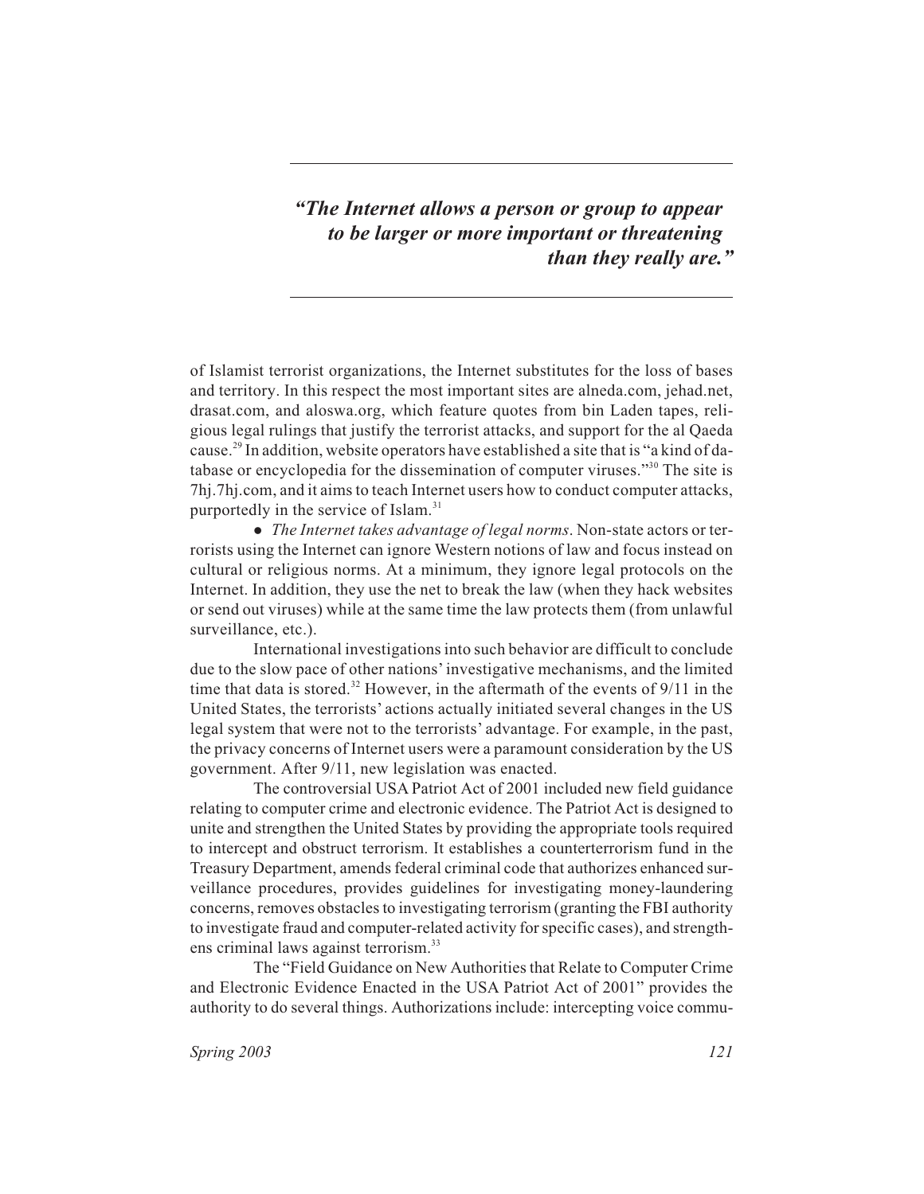> ***"The Internet allows a person or group to appear to be larger or more important or threatening than they really are."***

of Islamist terrorist organizations, the Internet substitutes for the loss of bases and territory. In this respect the most important sites are alneda.com, jehad.net, drasat.com, and aloswa.org, which feature quotes from bin Laden tapes, religious legal rulings that justify the terrorist attacks, and support for the al Qaeda cause.[29] In addition, website operators have established a site that is "a kind of database or encyclopedia for the dissemination of computer viruses."[30] The site is 7hj.7hj.com, and it aims to teach Internet users how to conduct computer attacks, purportedly in the service of Islam.[31]

- *The Internet takes advantage of legal norms*. Non-state actors or terrorists using the Internet can ignore Western notions of law and focus instead on cultural or religious norms. At a minimum, they ignore legal protocols on the Internet. In addition, they use the net to break the law (when they hack websites or send out viruses) while at the same time the law protects them (from unlawful surveillance, etc.).

International investigations into such behavior are difficult to conclude due to the slow pace of other nations' investigative mechanisms, and the limited time that data is stored.[32] However, in the aftermath of the events of 9/11 in the United States, the terrorists' actions actually initiated several changes in the US legal system that were not to the terrorists' advantage. For example, in the past, the privacy concerns of Internet users were a paramount consideration by the US government. After 9/11, new legislation was enacted.

The controversial USA Patriot Act of 2001 included new field guidance relating to computer crime and electronic evidence. The Patriot Act is designed to unite and strengthen the United States by providing the appropriate tools required to intercept and obstruct terrorism. It establishes a counterterrorism fund in the Treasury Department, amends federal criminal code that authorizes enhanced surveillance procedures, provides guidelines for investigating money-laundering concerns, removes obstacles to investigating terrorism (granting the FBI authority to investigate fraud and computer-related activity for specific cases), and strengthens criminal laws against terrorism.[33]

The "Field Guidance on New Authorities that Relate to Computer Crime and Electronic Evidence Enacted in the USA Patriot Act of 2001" provides the authority to do several things. Authorizations include: intercepting voice commu-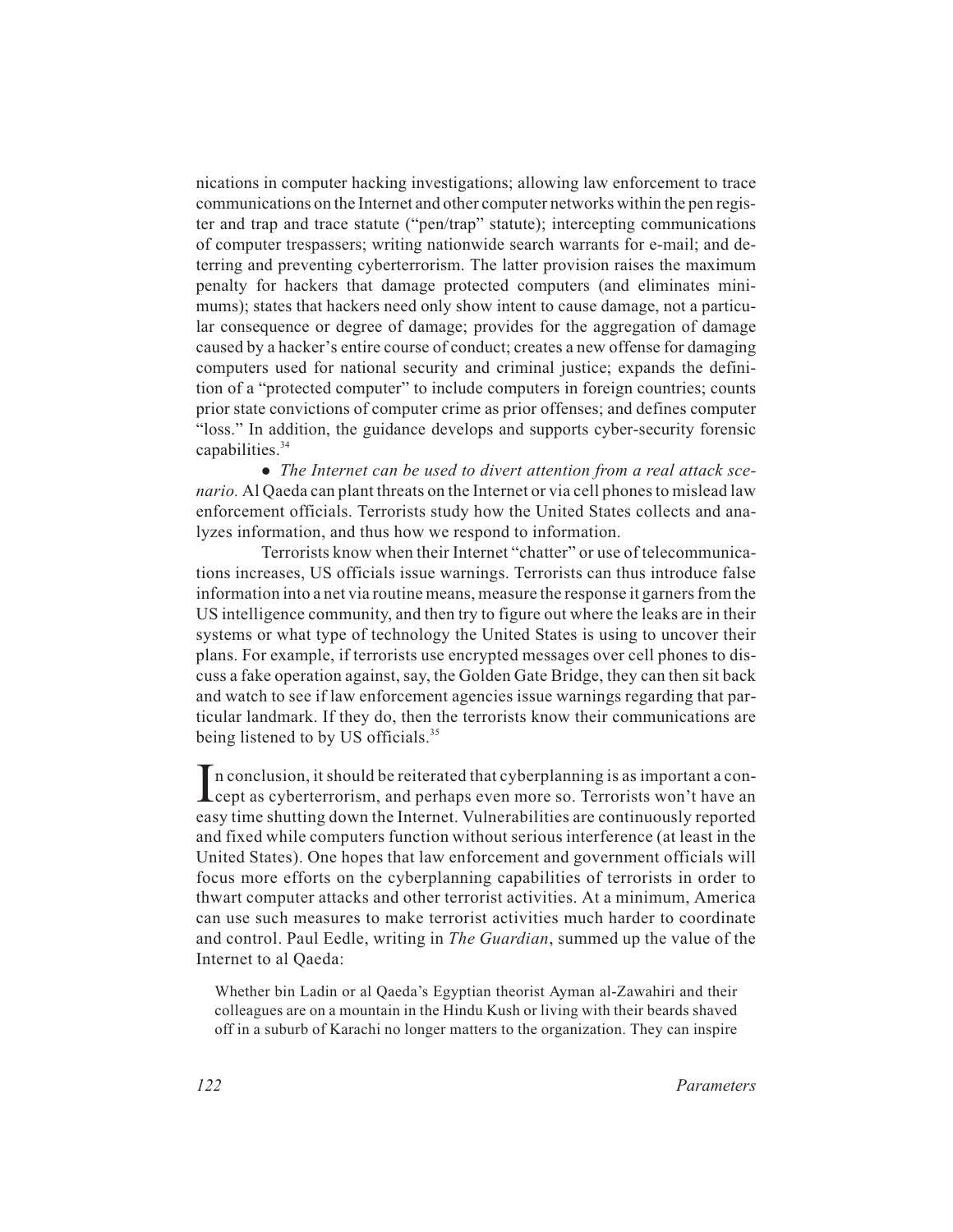nications in computer hacking investigations; allowing law enforcement to trace communications on the Internet and other computer networks within the pen register and trap and trace statute ("pen/trap" statute); intercepting communications of computer trespassers; writing nationwide search warrants for e-mail; and deterring and preventing cyberterrorism. The latter provision raises the maximum penalty for hackers that damage protected computers (and eliminates minimums); states that hackers need only show intent to cause damage, not a particular consequence or degree of damage; provides for the aggregation of damage caused by a hacker's entire course of conduct; creates a new offense for damaging computers used for national security and criminal justice; expands the definition of a "protected computer" to include computers in foreign countries; counts prior state convictions of computer crime as prior offenses; and defines computer "loss." In addition, the guidance develops and supports cyber-security forensic capabilities.[34]

- *The Internet can be used to divert attention from a real attack scenario.* Al Qaeda can plant threats on the Internet or via cell phones to mislead law enforcement officials. Terrorists study how the United States collects and analyzes information, and thus how we respond to information.

Terrorists know when their Internet "chatter" or use of telecommunications increases, US officials issue warnings. Terrorists can thus introduce false information into a net via routine means, measure the response it garners from the US intelligence community, and then try to figure out where the leaks are in their systems or what type of technology the United States is using to uncover their plans. For example, if terrorists use encrypted messages over cell phones to discuss a fake operation against, say, the Golden Gate Bridge, they can then sit back and watch to see if law enforcement agencies issue warnings regarding that particular landmark. If they do, then the terrorists know their communications are being listened to by US officials.[35]

In conclusion, it should be reiterated that cyberplanning is as important a concept as cyberterrorism, and perhaps even more so. Terrorists won't have an easy time shutting down the Internet. Vulnerabilities are continuously reported and fixed while computers function without serious interference (at least in the United States). One hopes that law enforcement and government officials will focus more efforts on the cyberplanning capabilities of terrorists in order to thwart computer attacks and other terrorist activities. At a minimum, America can use such measures to make terrorist activities much harder to coordinate and control. Paul Eedle, writing in *The Guardian*, summed up the value of the Internet to al Qaeda:

> Whether bin Ladin or al Qaeda's Egyptian theorist Ayman al-Zawahiri and their colleagues are on a mountain in the Hindu Kush or living with their beards shaved off in a suburb of Karachi no longer matters to the organization. They can inspire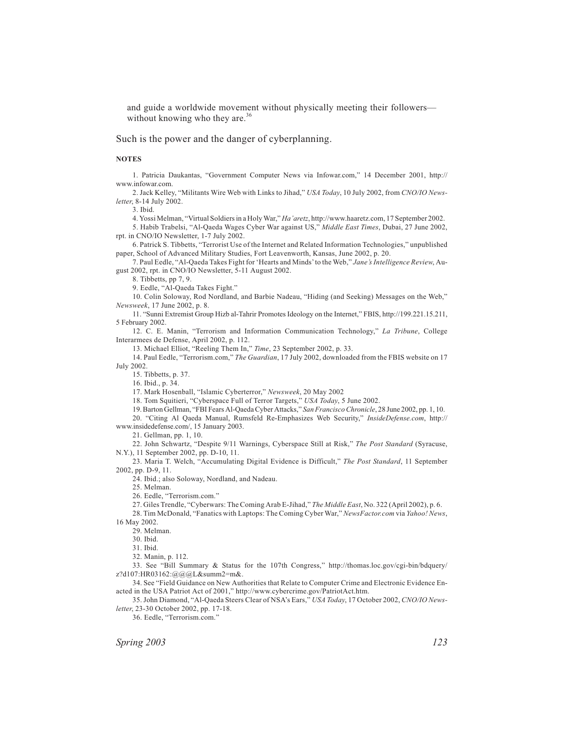> and guide a worldwide movement without physically meeting their followers—without knowing who they are.[36]

Such is the power and the danger of cyberplanning.

**NOTES**

1. Patricia Daukantas, "Government Computer News via Infowar.com," 14 December 2001, http://www.infowar.com.

2. Jack Kelley, "Militants Wire Web with Links to Jihad," *USA Today*, 10 July 2002, from *CNO/IO Newsletter*, 8-14 July 2002.

3. Ibid.

4. Yossi Melman, "Virtual Soldiers in a Holy War," *Ha'aretz*, http://www.haaretz.com, 17 September 2002.

5. Habib Trabelsi, "Al-Qaeda Wages Cyber War against US," *Middle East Times*, Dubai, 27 June 2002, rpt. in CNO/IO Newsletter, 1-7 July 2002.

6. Patrick S. Tibbetts, "Terrorist Use of the Internet and Related Information Technologies," unpublished paper, School of Advanced Military Studies, Fort Leavenworth, Kansas, June 2002, p. 20.

7. Paul Eedle, "Al-Qaeda Takes Fight for 'Hearts and Minds' to the Web," *Jane's Intelligence Review*, August 2002, rpt. in CNO/IO Newsletter, 5-11 August 2002.

8. Tibbetts, pp 7, 9.

9. Eedle, "Al-Qaeda Takes Fight."

10. Colin Soloway, Rod Nordland, and Barbie Nadeau, "Hiding (and Seeking) Messages on the Web," *Newsweek*, 17 June 2002, p. 8.

11. "Sunni Extremist Group Hizb al-Tahrir Promotes Ideology on the Internet," FBIS, http://199.221.15.211, 5 February 2002.

12. C. E. Manin, "Terrorism and Information Communication Technology," *La Tribune*, College Interarmees de Defense, April 2002, p. 112.

13. Michael Elliot, "Reeling Them In," *Time*, 23 September 2002, p. 33.

14. Paul Eedle, "Terrorism.com," *The Guardian*, 17 July 2002, downloaded from the FBIS website on 17 July 2002.

15. Tibbetts, p. 37.

16. Ibid., p. 34.

17. Mark Hosenball, "Islamic Cyberterror," *Newsweek*, 20 May 2002

18. Tom Squitieri, "Cyberspace Full of Terror Targets," *USA Today*, 5 June 2002.

19. Barton Gellman, "FBI Fears Al-Qaeda Cyber Attacks," *San Francisco Chronicle*, 28 June 2002, pp. 1, 10.

20. "Citing Al Qaeda Manual, Rumsfeld Re-Emphasizes Web Security," *InsideDefense.com*, http://www.insidedefense.com/, 15 January 2003.

21. Gellman, pp. 1, 10.

22. John Schwartz, "Despite 9/11 Warnings, Cyberspace Still at Risk," *The Post Standard* (Syracuse, N.Y.), 11 September 2002, pp. D-10, 11.

23. Maria T. Welch, "Accumulating Digital Evidence is Difficult," *The Post Standard*, 11 September 2002, pp. D-9, 11.

24. Ibid.; also Soloway, Nordland, and Nadeau.

25. Melman.

26. Eedle, "Terrorism.com."

27. Giles Trendle, "Cyberwars: The Coming Arab E-Jihad," *The Middle East*, No. 322 (April 2002), p. 6.

28. Tim McDonald, "Fanatics with Laptops: The Coming Cyber War," *NewsFactor.com* via *Yahoo! News*, 16 May 2002.

29. Melman.

30. Ibid.

31. Ibid.

32. Manin, p. 112.

33. See "Bill Summary & Status for the 107th Congress," http://thomas.loc.gov/cgi-bin/bdquery/z?d107:HR03162:@@@L&summ2=m&.

34. See "Field Guidance on New Authorities that Relate to Computer Crime and Electronic Evidence Enacted in the USA Patriot Act of 2001," http://www.cybercrime.gov/PatriotAct.htm.

35. John Diamond, "Al-Qaeda Steers Clear of NSA's Ears," *USA Today*, 17 October 2002, *CNO/IO Newsletter*, 23-30 October 2002, pp. 17-18.

36. Eedle, "Terrorism.com."